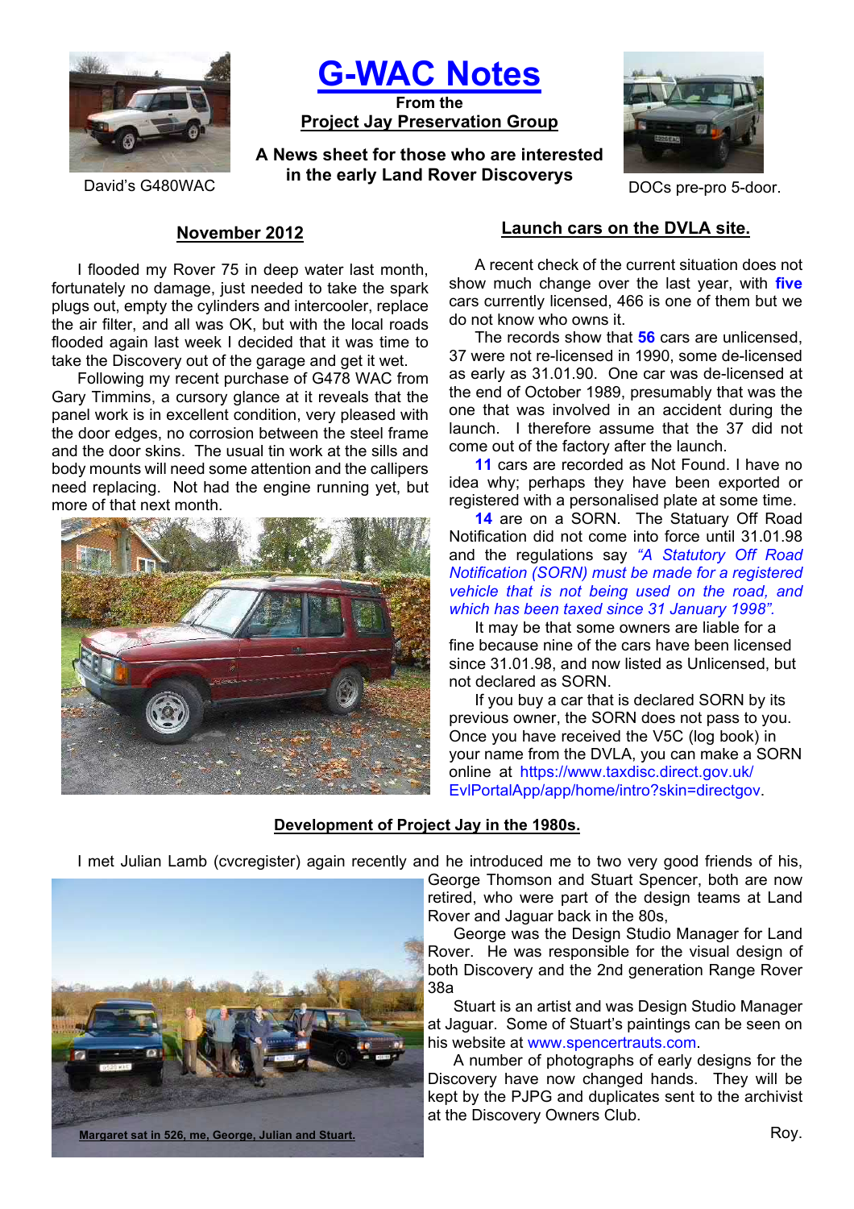# G-WAC Notes

**From the**

**Project Jay Preservation Group**

**A News sheet for those who are interested in the early Land Rover Discoverys**

David's G480WAC

DOCs pre-pro 5-door.

## November 2012

I flooded my Rover 75 in deep water last month, fortunately no damage, just needed to take the spark plugs out, empty the cylinders and intercooler, replace the air filter, and all was OK, but with the local roads flooded again last week I decided that it was time to take the Discovery out of the garage and get it wet.

Following my recent purchase of G478 WAC from Gary Timmins, a cursory glance at it reveals that the panel work is in excellent condition, very pleased with the door edges, no corrosion between the steel frame and the door skins. The usual tin work at the sills and body mounts will need some attention and the callipers need replacing. Not had the engine running yet, but more of that next month.

## Launch cars on the DVLA site.

A recent check of the current situation does not show much change over the last year, with **five** cars currently licensed, 466 is one of them but we do not know who owns it.

The records show that **56** cars are unlicensed, 37 were not re-licensed in 1990, some de-licensed as early as 31.01.90. One car was de-licensed at the end of October 1989, presumably that was the one that was involved in an accident during the launch. I therefore assume that the 37 did not come out of the factory after the launch.

**11** cars are recorded as Not Found. I have no idea why; perhaps they have been exported or registered with a personalised plate at some time.

**14** are on a SORN. The Statuary Off Road Notification did not come into force until 31.01.98 and the regulations say *"A Statutory Off Road Notification (SORN) must be made for a registered vehicle that is not being used on the road, and which has been taxed since 31 January 1998".*

It may be that some owners are liable for a fine because nine of the cars have been licensed since 31.01.98, and now listed as Unlicensed, but not declared as SORN.

If you buy a car that is declared SORN by its previous owner, the SORN does not pass to you. Once you have received the V5C (log book) in your name from the DVLA, you can make a SORN online at https://www.taxdisc.direct.gov.uk/EvlPortalApp/app/home/intro?skin=directgov.

## Development of Project Jay in the 1980s.

I met Julian Lamb (cvcregister) again recently and he introduced me to two very good friends of his, George Thomson and Stuart Spencer, both are now retired, who were part of the design teams at Land Rover and Jaguar back in the 80s,

George was the Design Studio Manager for Land Rover. He was responsible for the visual design of both Discovery and the 2nd generation Range Rover 38a

Stuart is an artist and was Design Studio Manager at Jaguar. Some of Stuart's paintings can be seen on his website at www.spencertrauts.com.

A number of photographs of early designs for the Discovery have now changed hands. They will be kept by the PJPG and duplicates sent to the archivist at the Discovery Owners Club.

**Margaret sat in 526, me, George, Julian and Stuart.**

Roy.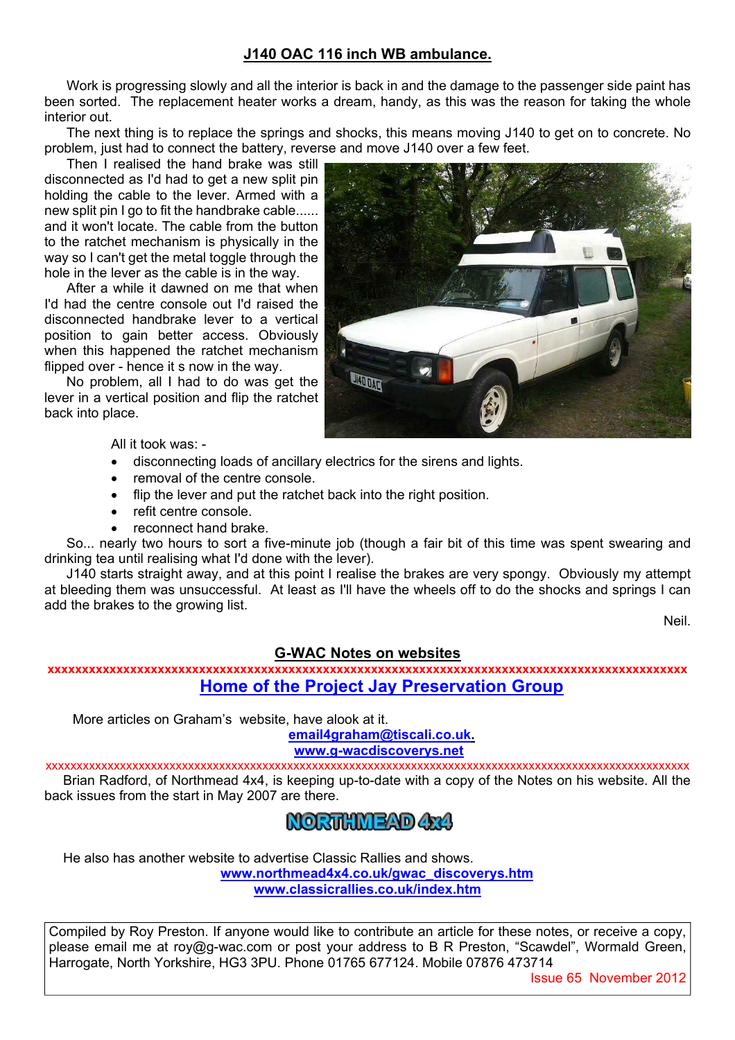## J140 OAC 116 inch WB ambulance.

Work is progressing slowly and all the interior is back in and the damage to the passenger side paint has been sorted. The replacement heater works a dream, handy, as this was the reason for taking the whole interior out.

The next thing is to replace the springs and shocks, this means moving J140 to get on to concrete. No problem, just had to connect the battery, reverse and move J140 over a few feet.

Then I realised the hand brake was still disconnected as I'd had to get a new split pin holding the cable to the lever. Armed with a new split pin I go to fit the handbrake cable...... and it won't locate. The cable from the button to the ratchet mechanism is physically in the way so I can't get the metal toggle through the hole in the lever as the cable is in the way.

After a while it dawned on me that when I'd had the centre console out I'd raised the disconnected handbrake lever to a vertical position to gain better access. Obviously when this happened the ratchet mechanism flipped over - hence it s now in the way.

No problem, all I had to do was get the lever in a vertical position and flip the ratchet back into place.

All it took was: -

- disconnecting loads of ancillary electrics for the sirens and lights.
- removal of the centre console.
- flip the lever and put the ratchet back into the right position.
- refit centre console.
- reconnect hand brake.

So... nearly two hours to sort a five-minute job (though a fair bit of this time was spent swearing and drinking tea until realising what I'd done with the lever).

J140 starts straight away, and at this point I realise the brakes are very spongy. Obviously my attempt at bleeding them was unsuccessful. At least as I'll have the wheels off to do the shocks and springs I can add the brakes to the growing list.

Neil.

## G-WAC Notes on websites

xxxxxxxxxxxxxxxxxxxxxxxxxxxxxxxxxxxxxxxxxxxxxxxxxxxxxxxxxxxxxxxxxxxxxxxxxxxxxxxxxxxxxxxxxx

**Home of the Project Jay Preservation Group**

More articles on Graham's website, have alook at it.

**email4graham@tiscali.co.uk.**
**www.g-wacdiscoverys.net**

xxxxxxxxxxxxxxxxxxxxxxxxxxxxxxxxxxxxxxxxxxxxxxxxxxxxxxxxxxxxxxxxxxxxxxxxxxxxxxxxxxxxxxxxxxxxxxx

Brian Radford, of Northmead 4x4, is keeping up-to-date with a copy of the Notes on his website. All the back issues from the start in May 2007 are there.

**NORTHMEAD 4x4**

He also has another website to advertise Classic Rallies and shows.

**www.northmead4x4.co.uk/gwac_discoverys.htm**
**www.classicrallies.co.uk/index.htm**

Compiled by Roy Preston. If anyone would like to contribute an article for these notes, or receive a copy, please email me at roy@g-wac.com or post your address to B R Preston, "Scawdel", Wormald Green, Harrogate, North Yorkshire, HG3 3PU. Phone 01765 677124. Mobile 07876 473714

Issue 65 November 2012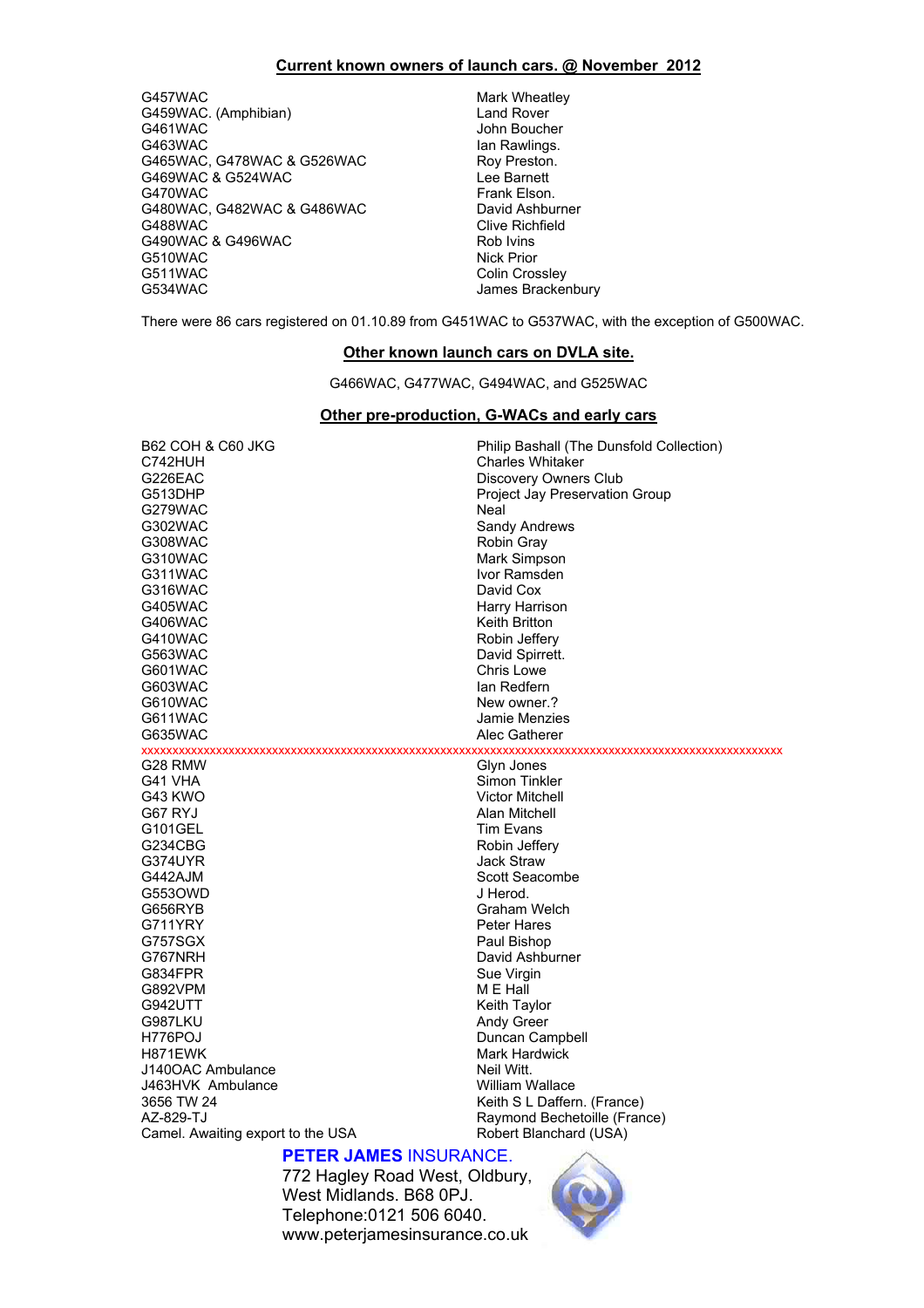## Current known owners of launch cars. @ November 2012

| | |
|---|---|
| G457WAC | Mark Wheatley |
| G459WAC. (Amphibian) | Land Rover |
| G461WAC | John Boucher |
| G463WAC | Ian Rawlings. |
| G465WAC, G478WAC & G526WAC | Roy Preston. |
| G469WAC & G524WAC | Lee Barnett |
| G470WAC | Frank Elson. |
| G480WAC, G482WAC & G486WAC | David Ashburner |
| G488WAC | Clive Richfield |
| G490WAC & G496WAC | Rob Ivins |
| G510WAC | Nick Prior |
| G511WAC | Colin Crossley |
| G534WAC | James Brackenbury |

There were 86 cars registered on 01.10.89 from G451WAC to G537WAC, with the exception of G500WAC.

## Other known launch cars on DVLA site.

G466WAC, G477WAC, G494WAC, and G525WAC

## Other pre-production, G-WACs and early cars

| | |
|---|---|
| B62 COH & C60 JKG | Philip Bashall (The Dunsfold Collection) |
| C742HUH | Charles Whitaker |
| G226EAC | Discovery Owners Club |
| G513DHP | Project Jay Preservation Group |
| G279WAC | Neal |
| G302WAC | Sandy Andrews |
| G308WAC | Robin Gray |
| G310WAC | Mark Simpson |
| G311WAC | Ivor Ramsden |
| G316WAC | David Cox |
| G405WAC | Harry Harrison |
| G406WAC | Keith Britton |
| G410WAC | Robin Jeffery |
| G563WAC | David Spirrett. |
| G601WAC | Chris Lowe |
| G603WAC | Ian Redfern |
| G610WAC | New owner.? |
| G611WAC | Jamie Menzies |
| G635WAC | Alec Gatherer |

xxxxxxxxxxxxxxxxxxxxxxxxxxxxxxxxxxxxxxxxxxxxxxxxxxxxxxxxxxxxxxxxxxxxxxxxxxxxxxxxxxxxxxxxxxxxxxxxxxxx

| | |
|---|---|
| G28 RMW | Glyn Jones |
| G41 VHA | Simon Tinkler |
| G43 KWO | Victor Mitchell |
| G67 RYJ | Alan Mitchell |
| G101GEL | Tim Evans |
| G234CBG | Robin Jeffery |
| G374UYR | Jack Straw |
| G442AJM | Scott Seacombe |
| G553OWD | J Herod. |
| G656RYB | Graham Welch |
| G711YRY | Peter Hares |
| G757SGX | Paul Bishop |
| G767NRH | David Ashburner |
| G834FPR | Sue Virgin |
| G892VPM | M E Hall |
| G942UTT | Keith Taylor |
| G987LKU | Andy Greer |
| H776POJ | Duncan Campbell |
| H871EWK | Mark Hardwick |
| J140OAC Ambulance | Neil Witt. |
| J463HVK Ambulance | William Wallace |
| 3656 TW 24 | Keith S L Daffern. (France) |
| AZ-829-TJ | Raymond Bechetoille (France) |
| Camel. Awaiting export to the USA | Robert Blanchard (USA) |

**PETER JAMES** INSURANCE.
772 Hagley Road West, Oldbury,
West Midlands. B68 0PJ.
Telephone:0121 506 6040.
www.peterjamesinsurance.co.uk